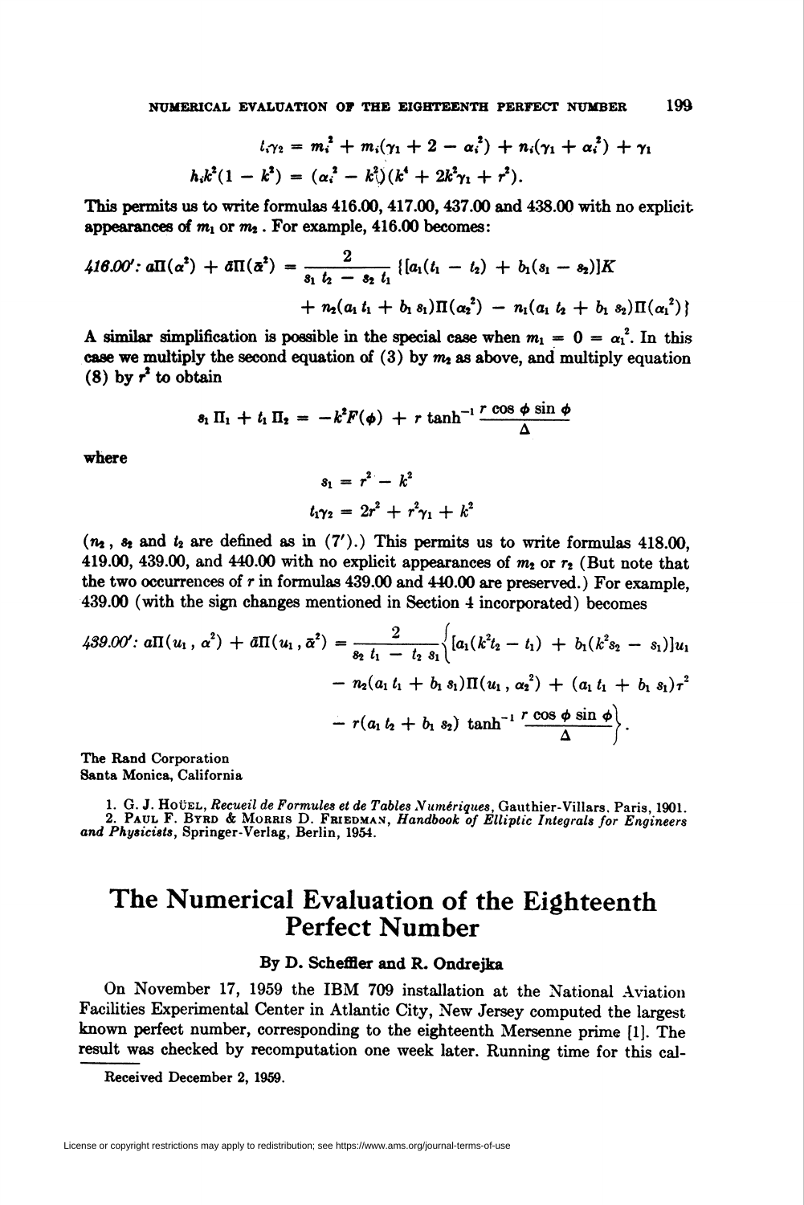$$t_i\gamma_2 = m_i^2 + m_i(\gamma_1 + 2 - \alpha_i^2) + n_i(\gamma_1 + \alpha_i^2) + \gamma_1$$

$$h_i k^2(1 - k^2) = (\alpha_i^2 - k^2)(k^4 + 2k^2\gamma_1 + r^2).$$

This permits us to write formulas 416.00, 417.00, 437.00 and 438.00 with no explicit appearances of $m_1$ or $m_2$. For example, 416.00 becomes:

$$416.00'{:}\ a\Pi(\alpha^2) + \bar{a}\Pi(\bar{\alpha}^2) = \frac{2}{s_1 t_2 - s_2 t_1}\{[a_1(t_1 - t_2) + b_1(s_1 - s_2)]K + n_2(a_1 t_1 + b_1 s_1)\Pi(\alpha_2^2) - n_1(a_1 t_2 + b_1 s_2)\Pi(\alpha_1^2)\}$$

A similar simplification is possible in the special case when $m_1 = 0 = \alpha_1^2$. In this case we multiply the second equation of (3) by $m_2$ as above, and multiply equation (8) by $r^2$ to obtain

$$s_1 \Pi_1 + t_1 \Pi_2 = -k^2 F(\phi) + r \tanh^{-1} \frac{r \cos\phi \sin\phi}{\Delta}$$

where

$$s_1 = r^2 - k^2$$

$$t_1\gamma_2 = 2r^2 + r^2\gamma_1 + k^2$$

($n_2$, $s_2$ and $t_2$ are defined as in (7′).) This permits us to write formulas 418.00, 419.00, 439.00, and 440.00 with no explicit appearances of $m_2$ or $r_2$ (But note that the two occurrences of $r$ in formulas 439.00 and 440.00 are preserved.) For example, 439.00 (with the sign changes mentioned in Section 4 incorporated) becomes

$$439.00'{:}\ a\Pi(u_1, \alpha^2) + \bar{a}\Pi(u_1, \bar{\alpha}^2) = \frac{2}{s_2 t_1 - t_2 s_1}\Big\{[a_1(k^2 t_2 - t_1) + b_1(k^2 s_2 - s_1)]u_1 - n_2(a_1 t_1 + b_1 s_1)\Pi(u_1, \alpha_2^2) + (a_1 t_1 + b_1 s_1)\tau^2 - r(a_1 t_2 + b_1 s_2) \tanh^{-1} \frac{r \cos\phi \sin\phi}{\Delta}\Big\}.$$

The Rand Corporation
Santa Monica, California

1. G. J. Hoüel, *Recueil de Formules et de Tables Numériques*, Gauthier-Villars, Paris, 1901.
2. Paul F. Byrd & Morris D. Friedman, *Handbook of Elliptic Integrals for Engineers and Physicists*, Springer-Verlag, Berlin, 1954.

# The Numerical Evaluation of the Eighteenth Perfect Number

**By D. Scheffler and R. Ondrejka**

On November 17, 1959 the IBM 709 installation at the National Aviation Facilities Experimental Center in Atlantic City, New Jersey computed the largest known perfect number, corresponding to the eighteenth Mersenne prime [1]. The result was checked by recomputation one week later. Running time for this cal-

Received December 2, 1959.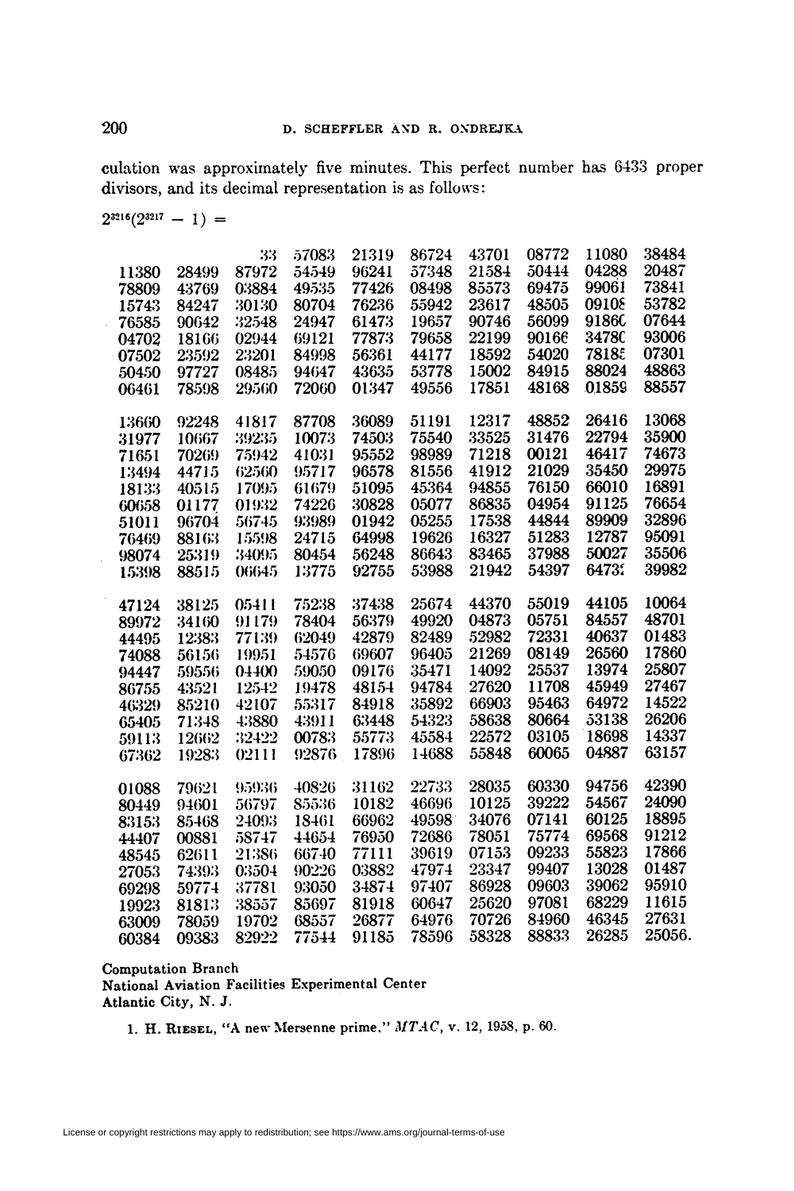culation was approximately five minutes. This perfect number has 6433 proper divisors, and its decimal representation is as follows:

$2^{3216}(2^{3217} - 1) =$

| | | | | | | | | | |
|---|---|---|---|---|---|---|---|---|---|
| | | 33 | 57083 | 21319 | 86724 | 43701 | 08772 | 11080 | 38484 |
| 11380 | 28499 | 87972 | 54549 | 96241 | 57348 | 21584 | 50444 | 04288 | 20487 |
| 78809 | 43769 | 03884 | 49535 | 77426 | 08498 | 85573 | 69475 | 99061 | 73841 |
| 15743 | 84247 | 30130 | 80704 | 76236 | 55942 | 23617 | 48505 | 09108 | 53782 |
| 76585 | 90642 | 32548 | 24947 | 61473 | 19657 | 90746 | 56099 | 91860 | 07644 |
| 04702 | 18166 | 02944 | 69121 | 77873 | 79658 | 22199 | 90166 | 34780 | 93006 |
| 07502 | 23592 | 23201 | 84998 | 56361 | 44177 | 18592 | 54020 | 78185 | 07301 |
| 50450 | 97727 | 08485 | 94647 | 43635 | 53778 | 15002 | 84915 | 88024 | 48863 |
| 06461 | 78598 | 29560 | 72060 | 01347 | 49556 | 17851 | 48168 | 01859 | 88557 |
| | | | | | | | | | |
| 13660 | 92248 | 41817 | 87708 | 36089 | 51191 | 12317 | 48852 | 26416 | 13068 |
| 31977 | 10667 | 39235 | 10073 | 74503 | 75540 | 33525 | 31476 | 22794 | 35900 |
| 71651 | 70269 | 75942 | 41031 | 95552 | 98989 | 71218 | 00121 | 46417 | 74673 |
| 13494 | 44715 | 62560 | 95717 | 96578 | 81556 | 41912 | 21029 | 35450 | 29975 |
| 18133 | 40515 | 17095 | 61679 | 51095 | 45364 | 94855 | 76150 | 66010 | 16891 |
| 60658 | 01177 | 01932 | 74226 | 30828 | 05077 | 86835 | 04954 | 91125 | 76654 |
| 51011 | 96704 | 56745 | 93989 | 01942 | 05255 | 17538 | 44844 | 89909 | 32896 |
| 76469 | 88163 | 15598 | 24715 | 64998 | 19626 | 16327 | 51283 | 12787 | 95091 |
| 98074 | 25319 | 34095 | 80454 | 56248 | 86643 | 83465 | 37988 | 50027 | 35506 |
| 15398 | 88515 | 06645 | 13775 | 92755 | 53988 | 21942 | 54397 | 64732 | 39982 |
| | | | | | | | | | |
| 47124 | 38125 | 05411 | 75238 | 37438 | 25674 | 44370 | 55019 | 44105 | 10064 |
| 89972 | 34160 | 91179 | 78404 | 56379 | 49920 | 04873 | 05751 | 84557 | 48701 |
| 44495 | 12383 | 77139 | 62049 | 42879 | 82489 | 52982 | 72331 | 40637 | 01483 |
| 74088 | 56156 | 19951 | 54576 | 69607 | 96405 | 21269 | 08149 | 26560 | 17860 |
| 94447 | 59556 | 04400 | 59050 | 09176 | 35471 | 14092 | 25537 | 13974 | 25807 |
| 86755 | 43521 | 12542 | 19478 | 48154 | 94784 | 27620 | 11708 | 45949 | 27467 |
| 46329 | 85210 | 42107 | 55317 | 84918 | 35892 | 66903 | 95463 | 64972 | 14522 |
| 65405 | 71348 | 43880 | 43911 | 63448 | 54323 | 58638 | 80664 | 53138 | 26206 |
| 59113 | 12662 | 32422 | 00783 | 55773 | 45584 | 22572 | 03105 | 18698 | 14337 |
| 67362 | 19283 | 02111 | 92876 | 17896 | 14688 | 55848 | 60065 | 04887 | 63157 |
| | | | | | | | | | |
| 01088 | 79621 | 95936 | 40826 | 31162 | 22733 | 28035 | 60330 | 94756 | 42390 |
| 80449 | 94601 | 56797 | 85536 | 10182 | 46696 | 10125 | 39222 | 54567 | 24090 |
| 83153 | 85468 | 24093 | 18461 | 66962 | 49598 | 34076 | 07141 | 60125 | 18895 |
| 44407 | 00881 | 58747 | 44654 | 76950 | 72686 | 78051 | 75774 | 69568 | 91212 |
| 48545 | 62611 | 21386 | 66740 | 77111 | 39619 | 07153 | 09233 | 55823 | 17866 |
| 27053 | 74393 | 03504 | 90226 | 03882 | 47974 | 23347 | 99407 | 13028 | 01487 |
| 69298 | 59774 | 37781 | 93050 | 34874 | 97407 | 86928 | 09603 | 39062 | 95910 |
| 19923 | 81813 | 38557 | 85697 | 81918 | 60647 | 25620 | 97081 | 68229 | 11615 |
| 63009 | 78059 | 19702 | 68557 | 26877 | 64976 | 70726 | 84960 | 46345 | 27631 |
| 60384 | 09383 | 82922 | 77544 | 91185 | 78596 | 58328 | 88833 | 26285 | 25056. |

Computation Branch
National Aviation Facilities Experimental Center
Atlantic City, N. J.

1. H. Riesel, "A new Mersenne prime," *MTAC*, v. 12, 1958, p. 60.